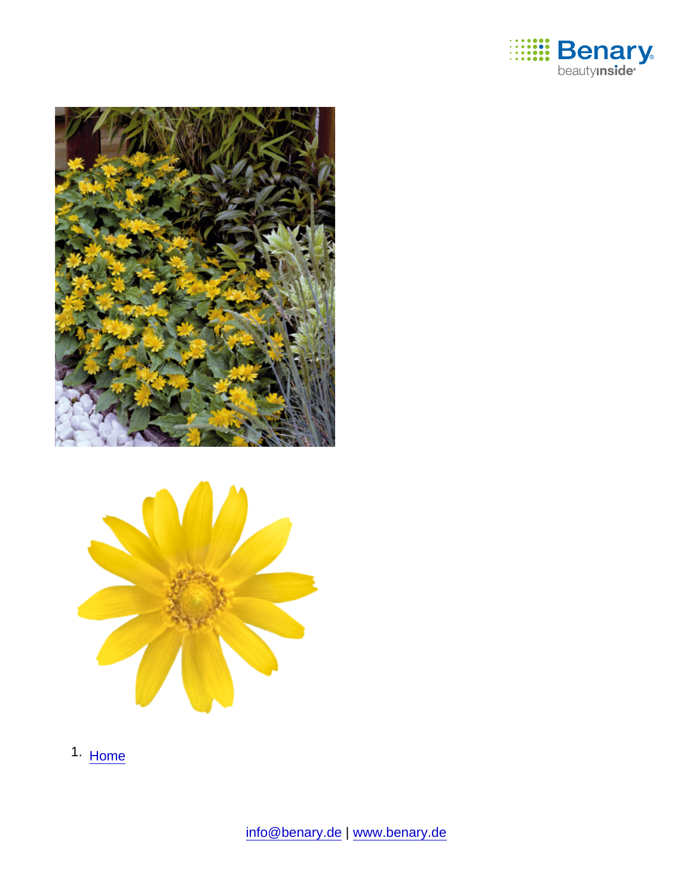1. Home

info@benary.de | www.benary.de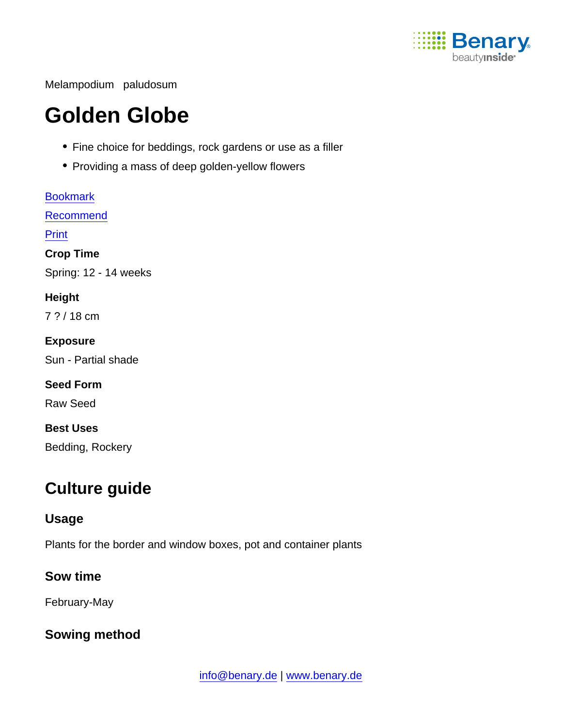Melampodium paludosum

# Golden Globe

- Fine choice for beddings, rock gardens or use as a filler
- Providing a mass of deep golden-yellow flowers

Bookmark

Recommend

Print

**Crop Time**

Spring: 12 - 14 weeks

**Height**

7 ? / 18 cm

**Exposure**

Sun - Partial shade

**Seed Form**

Raw Seed

**Best Uses**

Bedding, Rockery

## Culture guide

### Usage

Plants for the border and window boxes, pot and container plants

### Sow time

February-May

### Sowing method

info@benary.de | www.benary.de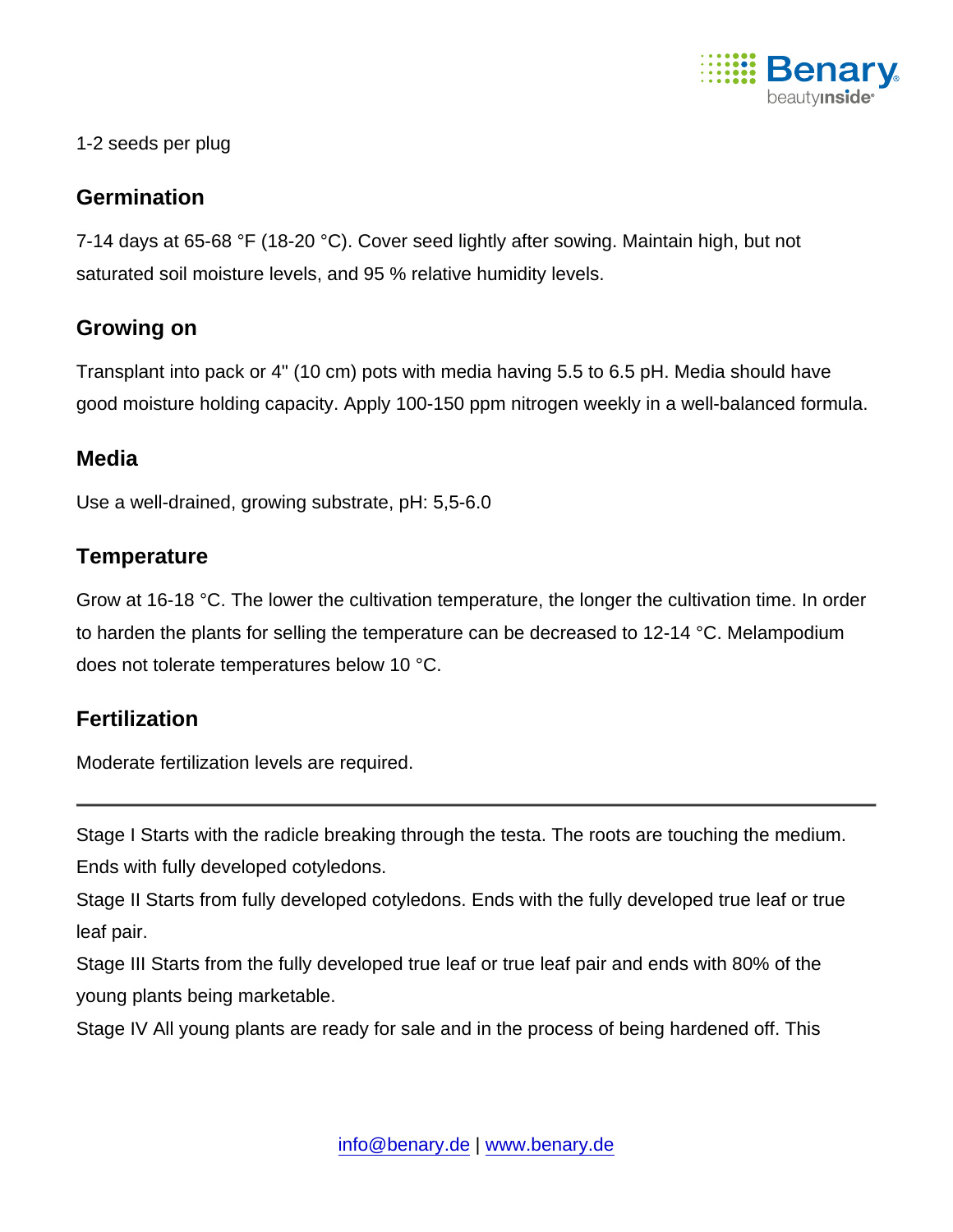1-2 seeds per plug

## Germination

7-14 days at 65-68 °F (18-20 °C). Cover seed lightly after sowing. Maintain high, but not saturated soil moisture levels, and 95 % relative humidity levels.

## Growing on

Transplant into pack or 4" (10 cm) pots with media having 5.5 to 6.5 pH. Media should have good moisture holding capacity. Apply 100-150 ppm nitrogen weekly in a well-balanced formula.

## Media

Use a well-drained, growing substrate, pH: 5,5-6.0

## Temperature

Grow at 16-18 °C. The lower the cultivation temperature, the longer the cultivation time. In order to harden the plants for selling the temperature can be decreased to 12-14 °C. Melampodium does not tolerate temperatures below 10 °C.

## Fertilization

Moderate fertilization levels are required.

---

Stage I Starts with the radicle breaking through the testa. The roots are touching the medium. Ends with fully developed cotyledons.

Stage II Starts from fully developed cotyledons. Ends with the fully developed true leaf or true leaf pair.

Stage III Starts from the fully developed true leaf or true leaf pair and ends with 80% of the young plants being marketable.

Stage IV All young plants are ready for sale and in the process of being hardened off. This

info@benary.de | www.benary.de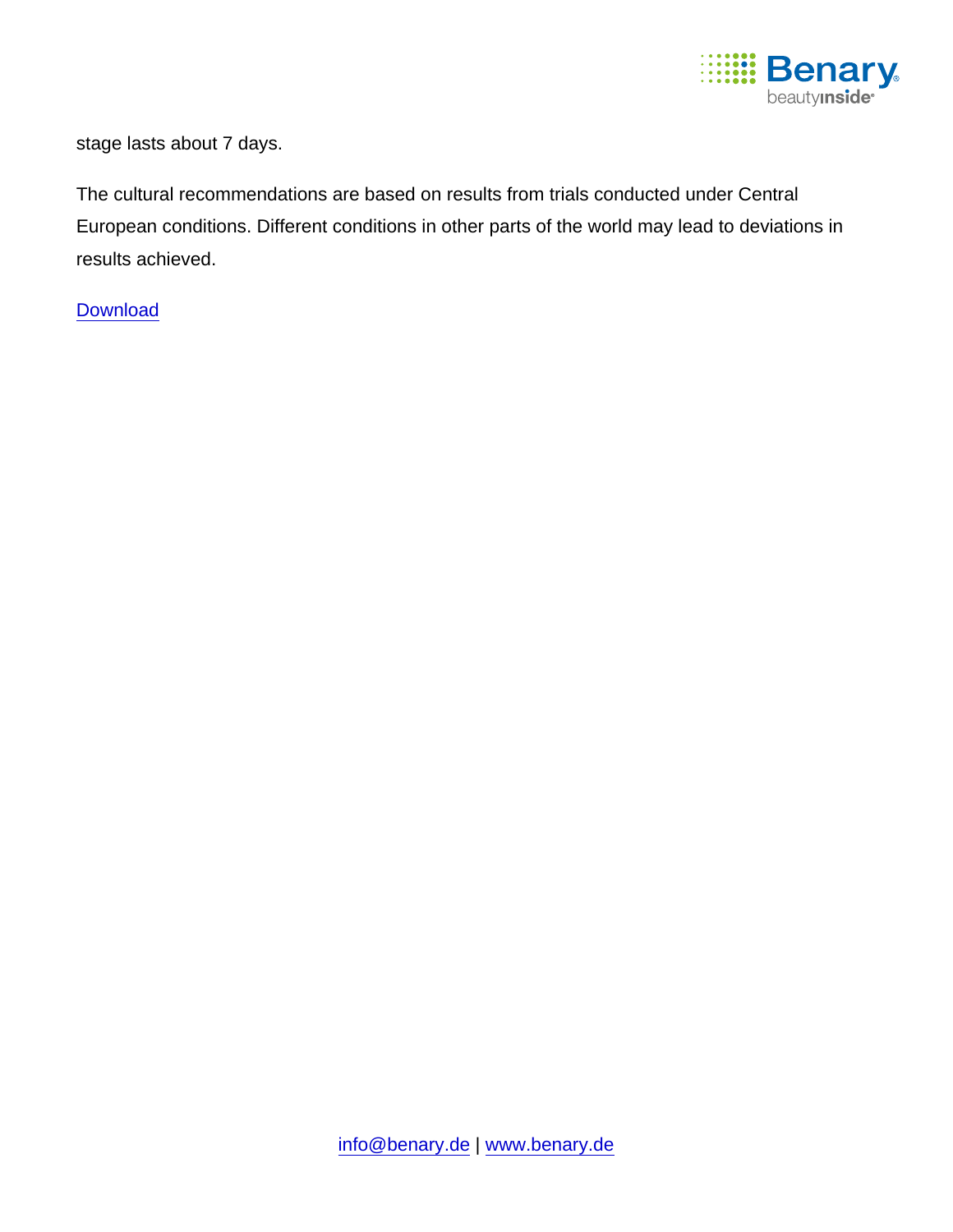stage lasts about 7 days.

The cultural recommendations are based on results from trials conducted under Central European conditions. Different conditions in other parts of the world may lead to deviations in results achieved.

Download

info@benary.de | www.benary.de